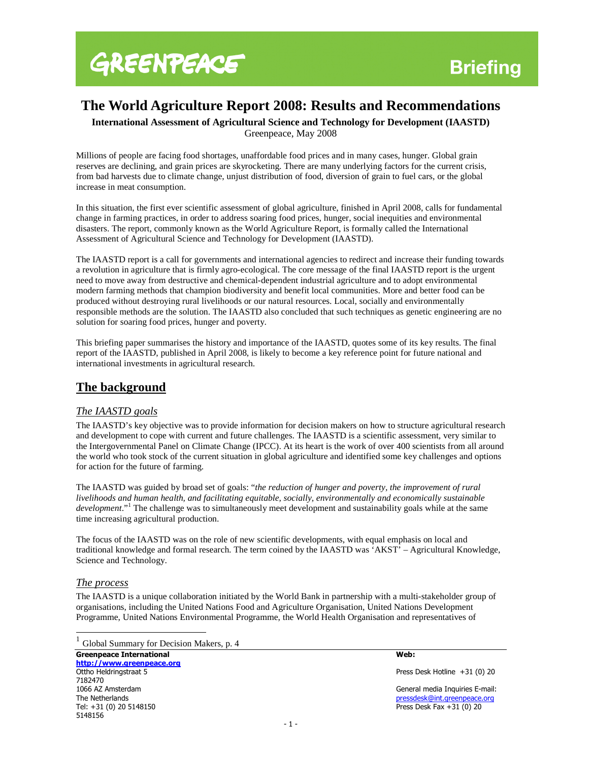GREENPEACE

Briefing

# The World Agriculture Report 2008: Results and Recommendations

**International Assessment of Agricultural Science and Technology for Development (IAASTD)**
Greenpeace, May 2008

Millions of people are facing food shortages, unaffordable food prices and in many cases, hunger. Global grain reserves are declining, and grain prices are skyrocketing. There are many underlying factors for the current crisis, from bad harvests due to climate change, unjust distribution of food, diversion of grain to fuel cars, or the global increase in meat consumption.

In this situation, the first ever scientific assessment of global agriculture, finished in April 2008, calls for fundamental change in farming practices, in order to address soaring food prices, hunger, social inequities and environmental disasters. The report, commonly known as the World Agriculture Report, is formally called the International Assessment of Agricultural Science and Technology for Development (IAASTD).

The IAASTD report is a call for governments and international agencies to redirect and increase their funding towards a revolution in agriculture that is firmly agro-ecological. The core message of the final IAASTD report is the urgent need to move away from destructive and chemical-dependent industrial agriculture and to adopt environmental modern farming methods that champion biodiversity and benefit local communities. More and better food can be produced without destroying rural livelihoods or our natural resources. Local, socially and environmentally responsible methods are the solution. The IAASTD also concluded that such techniques as genetic engineering are no solution for soaring food prices, hunger and poverty.

This briefing paper summarises the history and importance of the IAASTD, quotes some of its key results. The final report of the IAASTD, published in April 2008, is likely to become a key reference point for future national and international investments in agricultural research.

## The background

### *The IAASTD goals*

The IAASTD's key objective was to provide information for decision makers on how to structure agricultural research and development to cope with current and future challenges. The IAASTD is a scientific assessment, very similar to the Intergovernmental Panel on Climate Change (IPCC). At its heart is the work of over 400 scientists from all around the world who took stock of the current situation in global agriculture and identified some key challenges and options for action for the future of farming.

The IAASTD was guided by broad set of goals: "*the reduction of hunger and poverty, the improvement of rural livelihoods and human health, and facilitating equitable, socially, environmentally and economically sustainable development*."[1] The challenge was to simultaneously meet development and sustainability goals while at the same time increasing agricultural production.

The focus of the IAASTD was on the role of new scientific developments, with equal emphasis on local and traditional knowledge and formal research. The term coined by the IAASTD was 'AKST' – Agricultural Knowledge, Science and Technology.

### *The process*

The IAASTD is a unique collaboration initiated by the World Bank in partnership with a multi-stakeholder group of organisations, including the United Nations Food and Agriculture Organisation, United Nations Development Programme, United Nations Environmental Programme, the World Health Organisation and representatives of

[1] Global Summary for Decision Makers, p. 4

**Greenpeace International** **Web:** **http://www.greenpeace.org**
Ottho Heldringstraat 5
1066 AZ Amsterdam
The Netherlands
Tel: +31 (0) 20 5148150

Press Desk Hotline +31 (0) 20 7182470
General media Inquiries E-mail: pressdesk@int.greenpeace.org
Press Desk Fax +31 (0) 20 5148156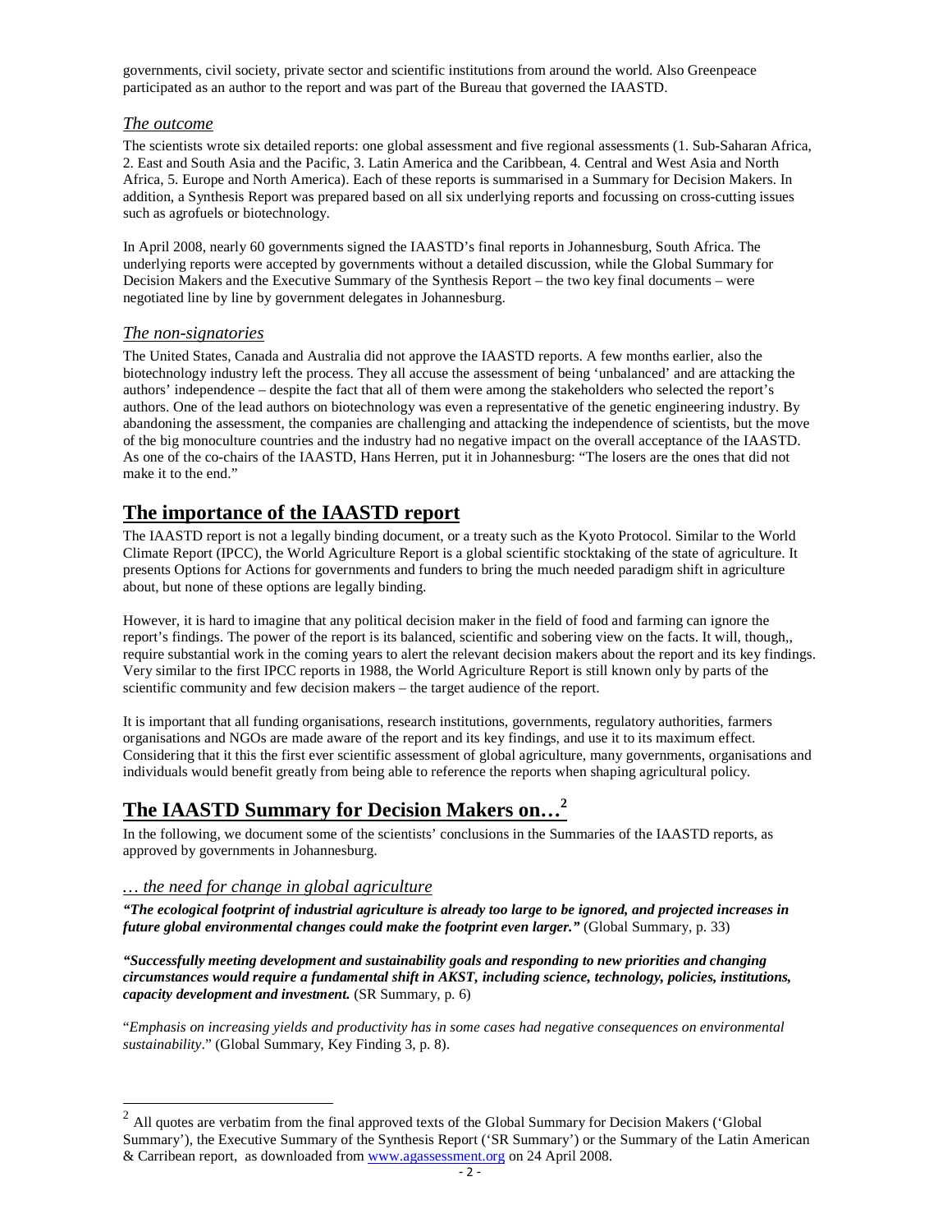governments, civil society, private sector and scientific institutions from around the world. Also Greenpeace participated as an author to the report and was part of the Bureau that governed the IAASTD.

### *The outcome*

The scientists wrote six detailed reports: one global assessment and five regional assessments (1. Sub-Saharan Africa, 2. East and South Asia and the Pacific, 3. Latin America and the Caribbean, 4. Central and West Asia and North Africa, 5. Europe and North America). Each of these reports is summarised in a Summary for Decision Makers. In addition, a Synthesis Report was prepared based on all six underlying reports and focussing on cross-cutting issues such as agrofuels or biotechnology.

In April 2008, nearly 60 governments signed the IAASTD's final reports in Johannesburg, South Africa. The underlying reports were accepted by governments without a detailed discussion, while the Global Summary for Decision Makers and the Executive Summary of the Synthesis Report – the two key final documents – were negotiated line by line by government delegates in Johannesburg.

### *The non-signatories*

The United States, Canada and Australia did not approve the IAASTD reports. A few months earlier, also the biotechnology industry left the process. They all accuse the assessment of being 'unbalanced' and are attacking the authors' independence – despite the fact that all of them were among the stakeholders who selected the report's authors. One of the lead authors on biotechnology was even a representative of the genetic engineering industry. By abandoning the assessment, the companies are challenging and attacking the independence of scientists, but the move of the big monoculture countries and the industry had no negative impact on the overall acceptance of the IAASTD. As one of the co-chairs of the IAASTD, Hans Herren, put it in Johannesburg: "The losers are the ones that did not make it to the end."

## The importance of the IAASTD report

The IAASTD report is not a legally binding document, or a treaty such as the Kyoto Protocol. Similar to the World Climate Report (IPCC), the World Agriculture Report is a global scientific stocktaking of the state of agriculture. It presents Options for Actions for governments and funders to bring the much needed paradigm shift in agriculture about, but none of these options are legally binding.

However, it is hard to imagine that any political decision maker in the field of food and farming can ignore the report's findings. The power of the report is its balanced, scientific and sobering view on the facts. It will, though,, require substantial work in the coming years to alert the relevant decision makers about the report and its key findings. Very similar to the first IPCC reports in 1988, the World Agriculture Report is still known only by parts of the scientific community and few decision makers – the target audience of the report.

It is important that all funding organisations, research institutions, governments, regulatory authorities, farmers organisations and NGOs are made aware of the report and its key findings, and use it to its maximum effect. Considering that it this the first ever scientific assessment of global agriculture, many governments, organisations and individuals would benefit greatly from being able to reference the reports when shaping agricultural policy.

## The IAASTD Summary for Decision Makers on…[2]

In the following, we document some of the scientists' conclusions in the Summaries of the IAASTD reports, as approved by governments in Johannesburg.

### *… the need for change in global agriculture*

***"The ecological footprint of industrial agriculture is already too large to be ignored, and projected increases in future global environmental changes could make the footprint even larger."*** (Global Summary, p. 33)

***"Successfully meeting development and sustainability goals and responding to new priorities and changing circumstances would require a fundamental shift in AKST, including science, technology, policies, institutions, capacity development and investment.*** (SR Summary, p. 6)

"*Emphasis on increasing yields and productivity has in some cases had negative consequences on environmental sustainability*." (Global Summary, Key Finding 3, p. 8).

---

[2] All quotes are verbatim from the final approved texts of the Global Summary for Decision Makers ('Global Summary'), the Executive Summary of the Synthesis Report ('SR Summary') or the Summary of the Latin American & Carribean report, as downloaded from www.agassessment.org on 24 April 2008.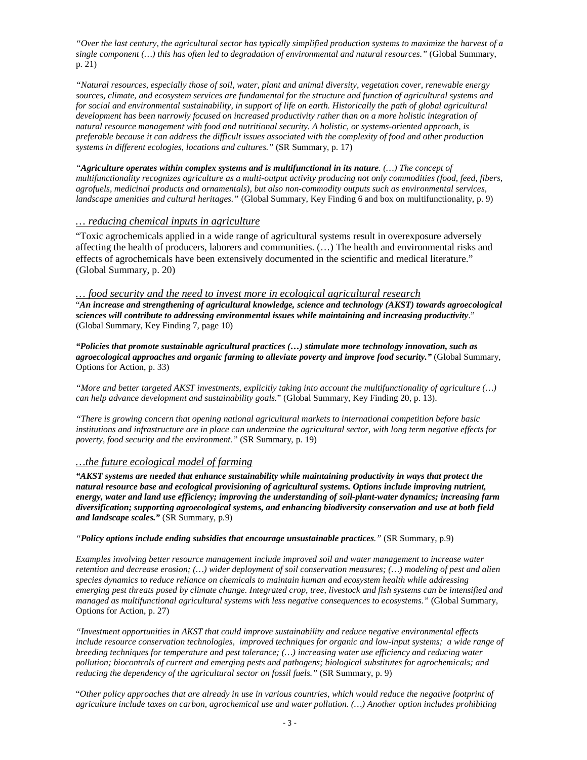*"Over the last century, the agricultural sector has typically simplified production systems to maximize the harvest of a single component (…) this has often led to degradation of environmental and natural resources."* (Global Summary, p. 21)

*"Natural resources, especially those of soil, water, plant and animal diversity, vegetation cover, renewable energy sources, climate, and ecosystem services are fundamental for the structure and function of agricultural systems and for social and environmental sustainability, in support of life on earth. Historically the path of global agricultural development has been narrowly focused on increased productivity rather than on a more holistic integration of natural resource management with food and nutritional security. A holistic, or systems-oriented approach, is preferable because it can address the difficult issues associated with the complexity of food and other production systems in different ecologies, locations and cultures."* (SR Summary, p. 17)

*"**Agriculture operates within complex systems and is multifunctional in its nature**. (…) The concept of multifunctionality recognizes agriculture as a multi-output activity producing not only commodities (food, feed, fibers, agrofuels, medicinal products and ornamentals), but also non-commodity outputs such as environmental services, landscape amenities and cultural heritages."* (Global Summary, Key Finding 6 and box on multifunctionality, p. 9)

## *… reducing chemical inputs in agriculture*

"Toxic agrochemicals applied in a wide range of agricultural systems result in overexposure adversely affecting the health of producers, laborers and communities. (…) The health and environmental risks and effects of agrochemicals have been extensively documented in the scientific and medical literature." (Global Summary, p. 20)

## *… food security and the need to invest more in ecological agricultural research*

"***An increase and strengthening of agricultural knowledge, science and technology (AKST) towards agroecological sciences will contribute to addressing environmental issues while maintaining and increasing productivity***." (Global Summary, Key Finding 7, page 10)

***"Policies that promote sustainable agricultural practices (…) stimulate more technology innovation, such as agroecological approaches and organic farming to alleviate poverty and improve food security."*** (Global Summary, Options for Action, p. 33)

*"More and better targeted AKST investments, explicitly taking into account the multifunctionality of agriculture (…) can help advance development and sustainability goals.*" (Global Summary, Key Finding 20, p. 13).

*"There is growing concern that opening national agricultural markets to international competition before basic institutions and infrastructure are in place can undermine the agricultural sector, with long term negative effects for poverty, food security and the environment."* (SR Summary, p. 19)

## *…the future ecological model of farming*

***"AKST systems are needed that enhance sustainability while maintaining productivity in ways that protect the natural resource base and ecological provisioning of agricultural systems. Options include improving nutrient, energy, water and land use efficiency; improving the understanding of soil-plant-water dynamics; increasing farm diversification; supporting agroecological systems, and enhancing biodiversity conservation and use at both field and landscape scales."*** (SR Summary, p.9)

*"**Policy options include ending subsidies that encourage unsustainable practices**."* (SR Summary, p.9)

*Examples involving better resource management include improved soil and water management to increase water retention and decrease erosion; (…) wider deployment of soil conservation measures; (…) modeling of pest and alien species dynamics to reduce reliance on chemicals to maintain human and ecosystem health while addressing emerging pest threats posed by climate change. Integrated crop, tree, livestock and fish systems can be intensified and managed as multifunctional agricultural systems with less negative consequences to ecosystems."* (Global Summary, Options for Action, p. 27)

*"Investment opportunities in AKST that could improve sustainability and reduce negative environmental effects include resource conservation technologies, improved techniques for organic and low-input systems; a wide range of breeding techniques for temperature and pest tolerance; (…) increasing water use efficiency and reducing water pollution; biocontrols of current and emerging pests and pathogens; biological substitutes for agrochemicals; and reducing the dependency of the agricultural sector on fossil fuels."* (SR Summary, p. 9)

"*Other policy approaches that are already in use in various countries, which would reduce the negative footprint of agriculture include taxes on carbon, agrochemical use and water pollution. (…) Another option includes prohibiting*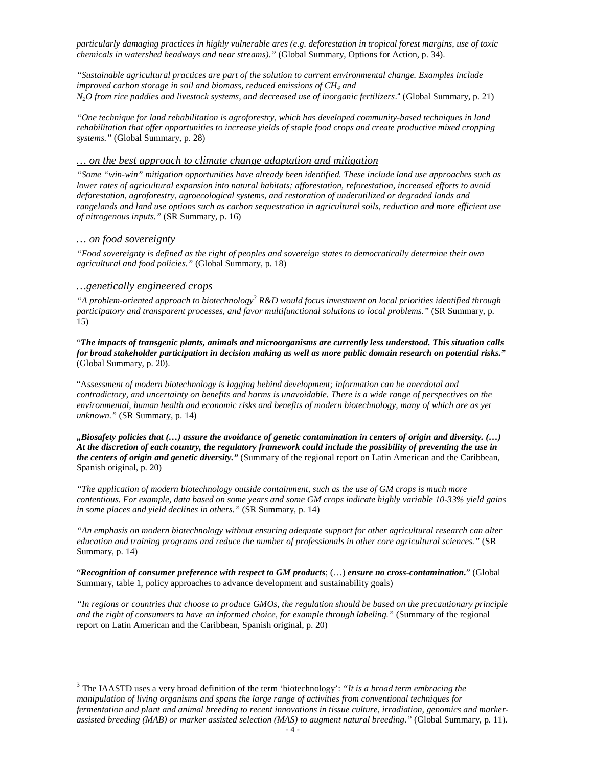*particularly damaging practices in highly vulnerable ares (e.g. deforestation in tropical forest margins, use of toxic chemicals in watershed headways and near streams)."* (Global Summary, Options for Action, p. 34).

*"Sustainable agricultural practices are part of the solution to current environmental change. Examples include improved carbon storage in soil and biomass, reduced emissions of $CH_4$ and $N_2O$ from rice paddies and livestock systems, and decreased use of inorganic fertilizers*." (Global Summary, p. 21)

*"One technique for land rehabilitation is agroforestry, which has developed community-based techniques in land rehabilitation that offer opportunities to increase yields of staple food crops and create productive mixed cropping systems."* (Global Summary, p. 28)

### *… on the best approach to climate change adaptation and mitigation*

*"Some "win-win" mitigation opportunities have already been identified. These include land use approaches such as lower rates of agricultural expansion into natural habitats; afforestation, reforestation, increased efforts to avoid deforestation, agroforestry, agroecological systems, and restoration of underutilized or degraded lands and rangelands and land use options such as carbon sequestration in agricultural soils, reduction and more efficient use of nitrogenous inputs."* (SR Summary, p. 16)

### *… on food sovereignty*

*"Food sovereignty is defined as the right of peoples and sovereign states to democratically determine their own agricultural and food policies."* (Global Summary, p. 18)

### *…genetically engineered crops*

*"A problem-oriented approach to biotechnology[3] R&D would focus investment on local priorities identified through participatory and transparent processes, and favor multifunctional solutions to local problems."* (SR Summary, p. 15)

"***The impacts of transgenic plants, animals and microorganisms are currently less understood. This situation calls for broad stakeholder participation in decision making as well as more public domain research on potential risks."*** (Global Summary, p. 20).

"A*ssessment of modern biotechnology is lagging behind development; information can be anecdotal and contradictory, and uncertainty on benefits and harms is unavoidable. There is a wide range of perspectives on the environmental, human health and economic risks and benefits of modern biotechnology, many of which are as yet unknown."* (SR Summary, p. 14)

***„Biosafety policies that (…) assure the avoidance of genetic contamination in centers of origin and diversity. (…) At the discretion of each country, the regulatory framework could include the possibility of preventing the use in the centers of origin and genetic diversity."*** (Summary of the regional report on Latin American and the Caribbean, Spanish original, p. 20)

*"The application of modern biotechnology outside containment, such as the use of GM crops is much more contentious. For example, data based on some years and some GM crops indicate highly variable 10-33% yield gains in some places and yield declines in others."* (SR Summary, p. 14)

*"An emphasis on modern biotechnology without ensuring adequate support for other agricultural research can alter education and training programs and reduce the number of professionals in other core agricultural sciences."* (SR Summary, p. 14)

"***Recognition of consumer preference with respect to GM products***; (…) ***ensure no cross-contamination.***" (Global Summary, table 1, policy approaches to advance development and sustainability goals)

*"In regions or countries that choose to produce GMOs, the regulation should be based on the precautionary principle and the right of consumers to have an informed choice, for example through labeling."* (Summary of the regional report on Latin American and the Caribbean, Spanish original, p. 20)

---

[3] The IAASTD uses a very broad definition of the term 'biotechnology': *"It is a broad term embracing the manipulation of living organisms and spans the large range of activities from conventional techniques for fermentation and plant and animal breeding to recent innovations in tissue culture, irradiation, genomics and marker-assisted breeding (MAB) or marker assisted selection (MAS) to augment natural breeding."* (Global Summary, p. 11).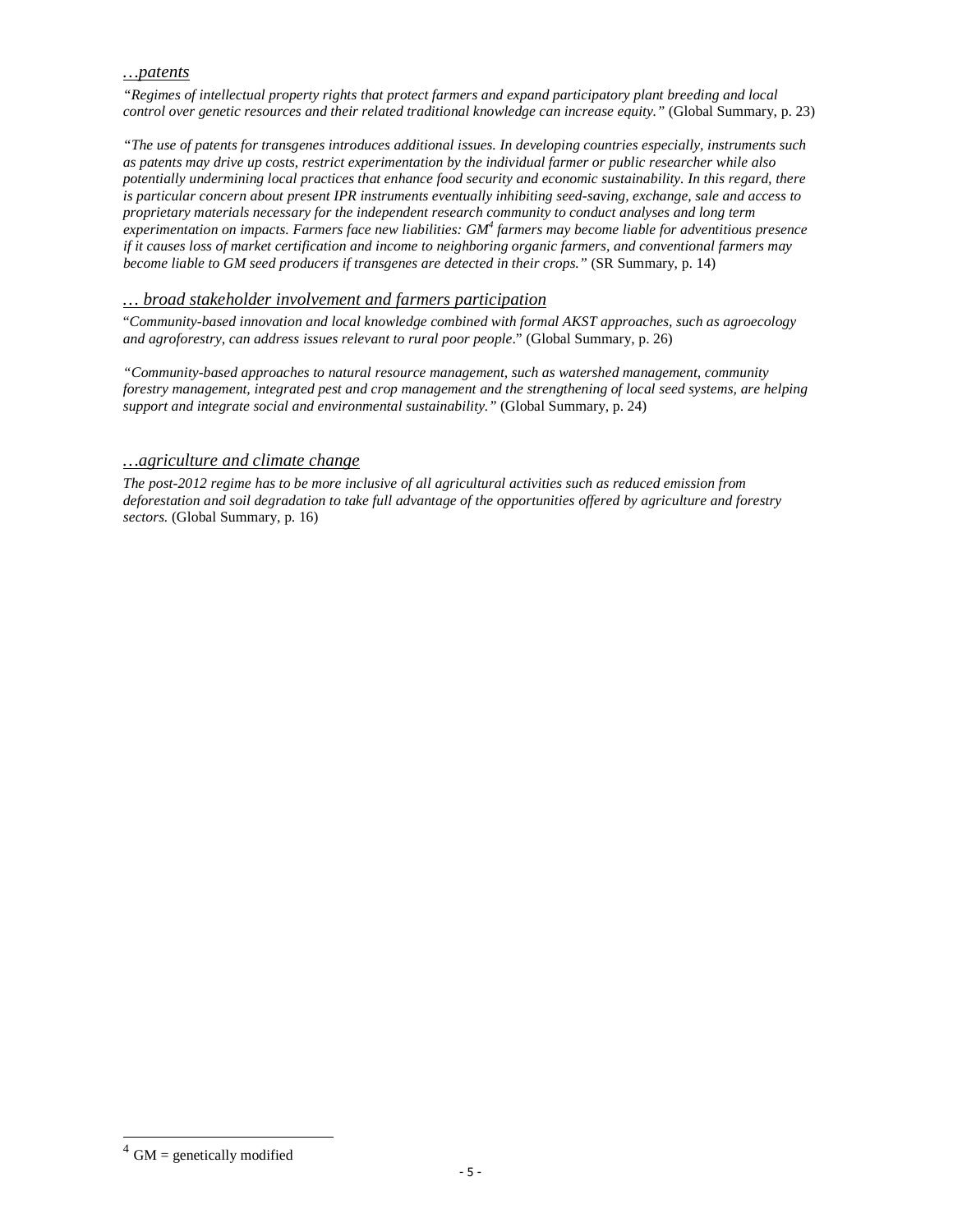*…patents*

*"Regimes of intellectual property rights that protect farmers and expand participatory plant breeding and local control over genetic resources and their related traditional knowledge can increase equity."* (Global Summary, p. 23)

*"The use of patents for transgenes introduces additional issues. In developing countries especially, instruments such as patents may drive up costs, restrict experimentation by the individual farmer or public researcher while also potentially undermining local practices that enhance food security and economic sustainability. In this regard, there is particular concern about present IPR instruments eventually inhibiting seed-saving, exchange, sale and access to proprietary materials necessary for the independent research community to conduct analyses and long term experimentation on impacts. Farmers face new liabilities: GM[4] farmers may become liable for adventitious presence if it causes loss of market certification and income to neighboring organic farmers, and conventional farmers may become liable to GM seed producers if transgenes are detected in their crops."* (SR Summary, p. 14)

*… broad stakeholder involvement and farmers participation*

"*Community-based innovation and local knowledge combined with formal AKST approaches, such as agroecology and agroforestry, can address issues relevant to rural poor people*." (Global Summary, p. 26)

*"Community-based approaches to natural resource management, such as watershed management, community forestry management, integrated pest and crop management and the strengthening of local seed systems, are helping support and integrate social and environmental sustainability."* (Global Summary, p. 24)

*…agriculture and climate change*

*The post-2012 regime has to be more inclusive of all agricultural activities such as reduced emission from deforestation and soil degradation to take full advantage of the opportunities offered by agriculture and forestry sectors.* (Global Summary, p. 16)

[4] GM = genetically modified